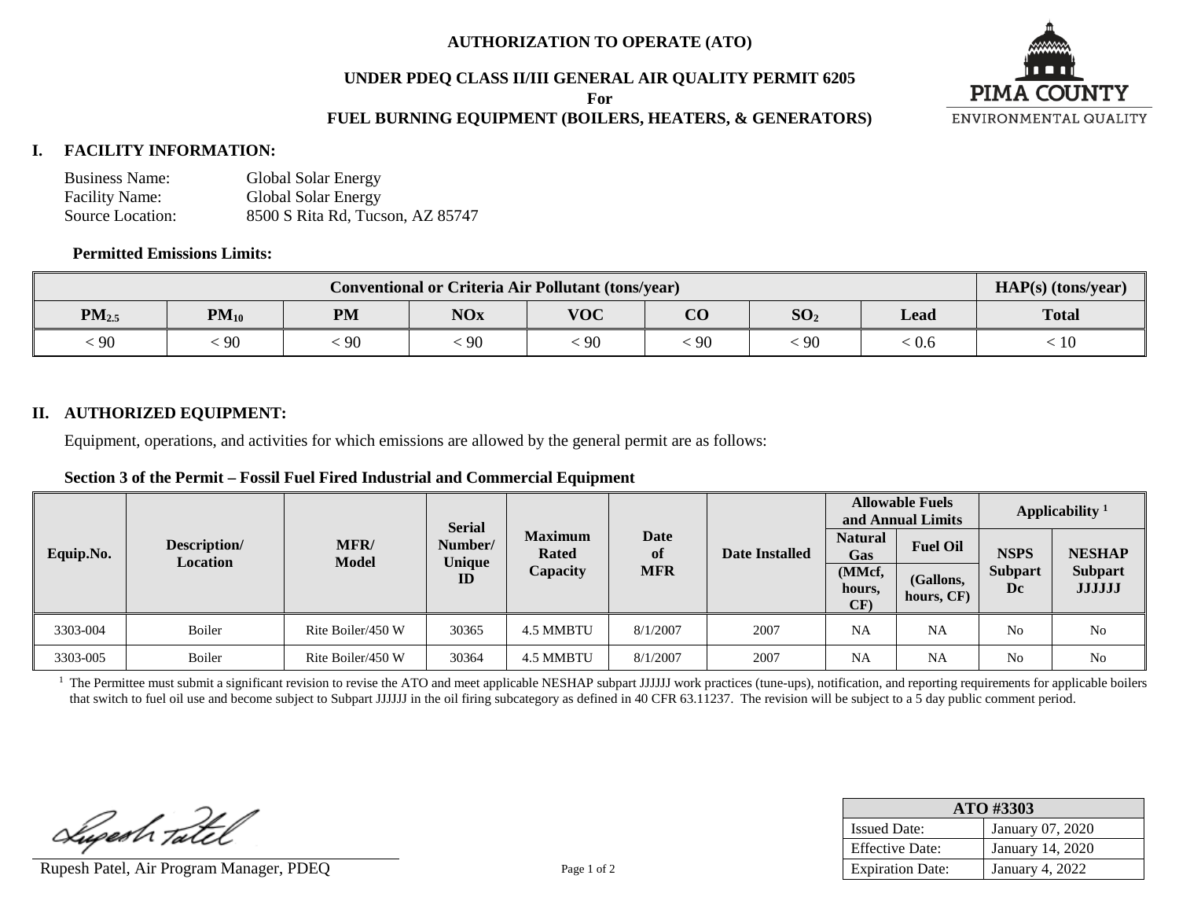# AUTHORIZATION TO OPERATE (ATO)

## UNDER PDEQ CLASS II/III GENERAL AIR QUALITY PERMIT 6205
**For**
## FUEL BURNING EQUIPMENT (BOILERS, HEATERS, & GENERATORS)

PIMA COUNTY
ENVIRONMENTAL QUALITY

## I. FACILITY INFORMATION:

Business Name: Global Solar Energy
Facility Name: Global Solar Energy
Source Location: 8500 S Rita Rd, Tucson, AZ 85747

**Permitted Emissions Limits:**

| Conventional or Criteria Air Pollutant (tons/year) | | | | | | | | HAP(s) (tons/year) |
|---|---|---|---|---|---|---|---|---|
| $PM_{2.5}$ | $PM_{10}$ | PM | NOx | VOC | CO | $SO_2$ | Lead | Total |
| < 90 | < 90 | < 90 | < 90 | < 90 | < 90 | < 90 | < 0.6 | < 10 |

## II. AUTHORIZED EQUIPMENT:

Equipment, operations, and activities for which emissions are allowed by the general permit are as follows:

**Section 3 of the Permit – Fossil Fuel Fired Industrial and Commercial Equipment**

| Equip.No. | Description/ Location | MFR/ Model | Serial Number/ Unique ID | Maximum Rated Capacity | Date of MFR | Date Installed | Allowable Fuels and Annual Limits | | Applicability [1] | |
|---|---|---|---|---|---|---|---|---|---|---|
| | | | | | | | Natural Gas (MMcf, hours, CF) | Fuel Oil (Gallons, hours, CF) | NSPS Subpart Dc | NESHAP Subpart JJJJJJ |
| 3303-004 | Boiler | Rite Boiler/450 W | 30365 | 4.5 MMBTU | 8/1/2007 | 2007 | NA | NA | No | No |
| 3303-005 | Boiler | Rite Boiler/450 W | 30364 | 4.5 MMBTU | 8/1/2007 | 2007 | NA | NA | No | No |

[1] The Permittee must submit a significant revision to revise the ATO and meet applicable NESHAP subpart JJJJJJ work practices (tune-ups), notification, and reporting requirements for applicable boilers that switch to fuel oil use and become subject to Subpart JJJJJJ in the oil firing subcategory as defined in 40 CFR 63.11237. The revision will be subject to a 5 day public comment period.

Rupesh Patel, Air Program Manager, PDEQ

| ATO #3303 | |
|---|---|
| Issued Date: | January 07, 2020 |
| Effective Date: | January 14, 2020 |
| Expiration Date: | January 4, 2022 |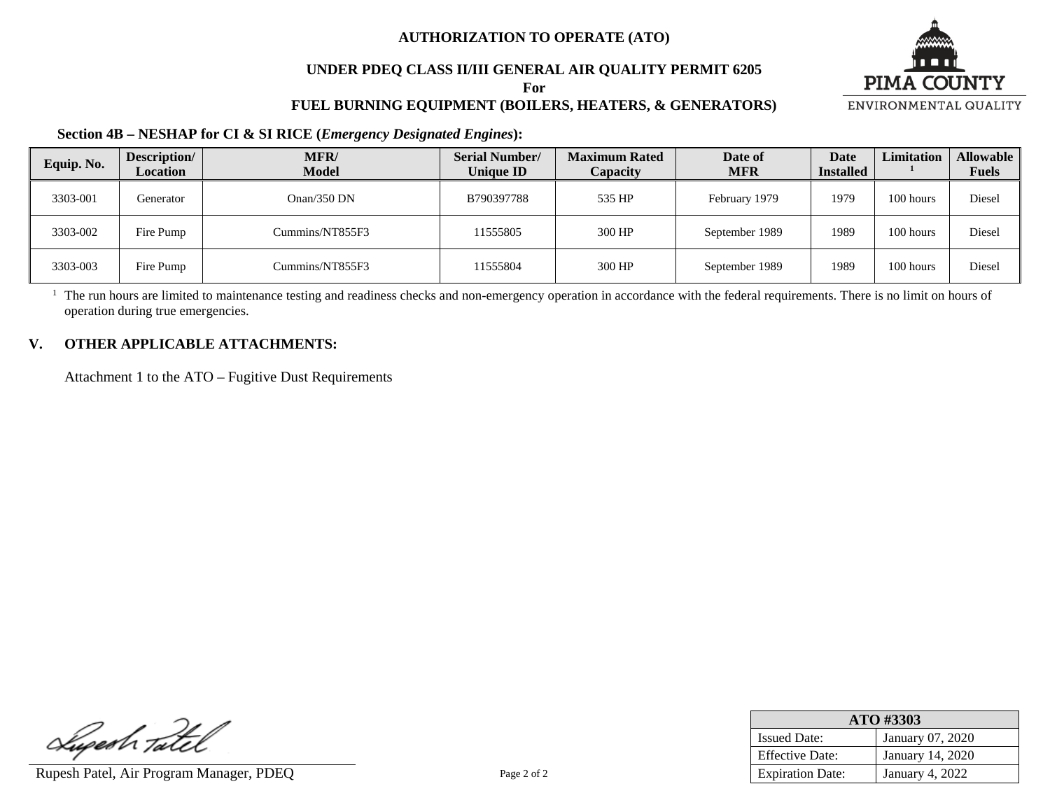**AUTHORIZATION TO OPERATE (ATO)**

**UNDER PDEQ CLASS II/III GENERAL AIR QUALITY PERMIT 6205**

**For**

**FUEL BURNING EQUIPMENT (BOILERS, HEATERS, & GENERATORS)**

PIMA COUNTY
ENVIRONMENTAL QUALITY

**Section 4B – NESHAP for CI & SI RICE (*Emergency Designated Engines*):**

| Equip. No. | Description/ Location | MFR/ Model | Serial Number/ Unique ID | Maximum Rated Capacity | Date of MFR | Date Installed | Limitation [1] | Allowable Fuels |
|---|---|---|---|---|---|---|---|---|
| 3303-001 | Generator | Onan/350 DN | B790397788 | 535 HP | February 1979 | 1979 | 100 hours | Diesel |
| 3303-002 | Fire Pump | Cummins/NT855F3 | 11555805 | 300 HP | September 1989 | 1989 | 100 hours | Diesel |
| 3303-003 | Fire Pump | Cummins/NT855F3 | 11555804 | 300 HP | September 1989 | 1989 | 100 hours | Diesel |

[1] The run hours are limited to maintenance testing and readiness checks and non-emergency operation in accordance with the federal requirements. There is no limit on hours of operation during true emergencies.

## V. OTHER APPLICABLE ATTACHMENTS:

Attachment 1 to the ATO – Fugitive Dust Requirements

Rupesh Patel, Air Program Manager, PDEQ

| ATO #3303 | |
|---|---|
| Issued Date: | January 07, 2020 |
| Effective Date: | January 14, 2020 |
| Expiration Date: | January 4, 2022 |